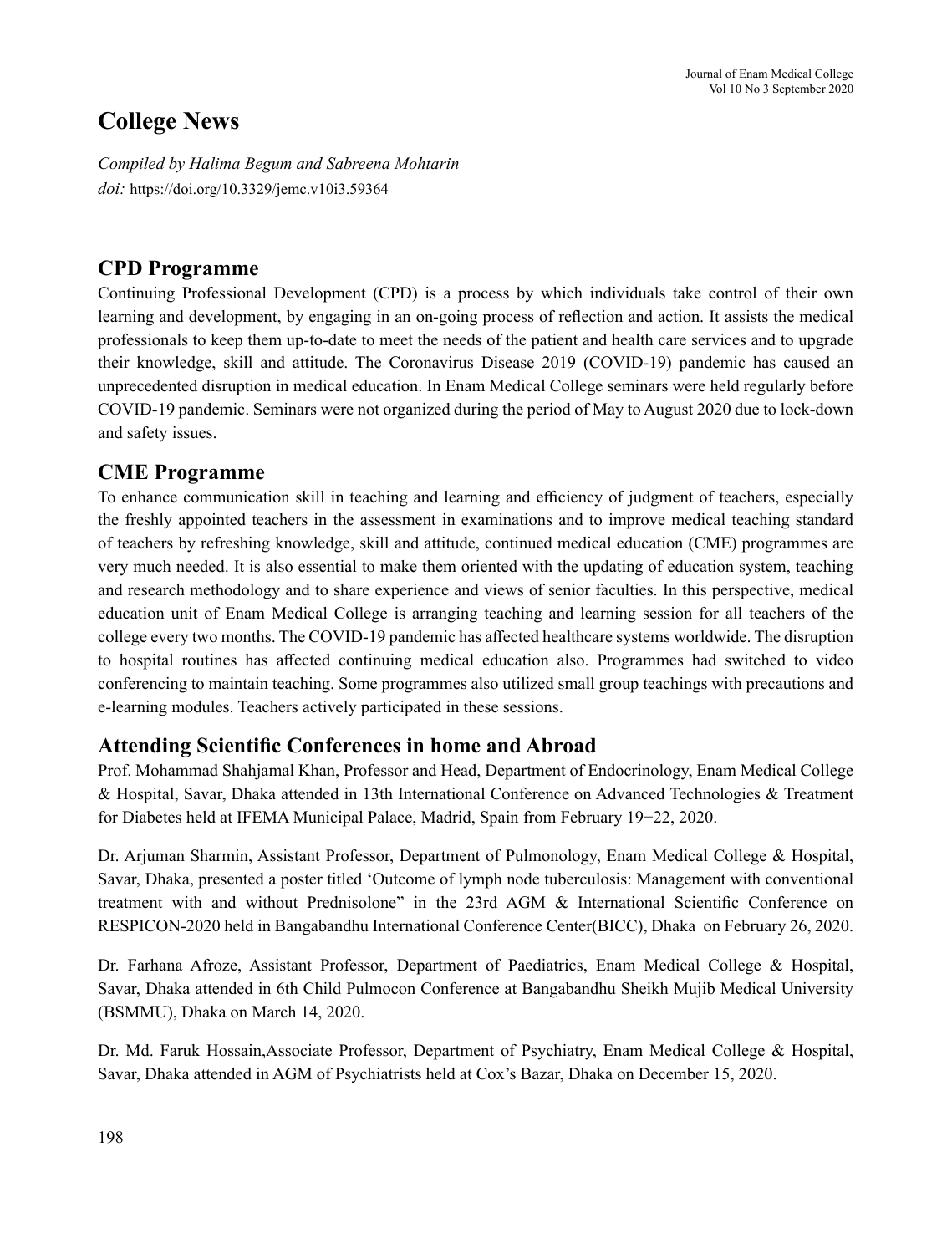# College News

*Compiled by Halima Begum and Sabreena Mohtarin*

*doi:* https://doi.org/10.3329/jemc.v10i3.59364

## CPD Programme

Continuing Professional Development (CPD) is a process by which individuals take control of their own learning and development, by engaging in an on-going process of reflection and action. It assists the medical professionals to keep them up-to-date to meet the needs of the patient and health care services and to upgrade their knowledge, skill and attitude. The Coronavirus Disease 2019 (COVID-19) pandemic has caused an unprecedented disruption in medical education. In Enam Medical College seminars were held regularly before COVID-19 pandemic. Seminars were not organized during the period of May to August 2020 due to lock-down and safety issues.

## CME Programme

To enhance communication skill in teaching and learning and efficiency of judgment of teachers, especially the freshly appointed teachers in the assessment in examinations and to improve medical teaching standard of teachers by refreshing knowledge, skill and attitude, continued medical education (CME) programmes are very much needed. It is also essential to make them oriented with the updating of education system, teaching and research methodology and to share experience and views of senior faculties. In this perspective, medical education unit of Enam Medical College is arranging teaching and learning session for all teachers of the college every two months. The COVID-19 pandemic has affected healthcare systems worldwide. The disruption to hospital routines has affected continuing medical education also. Programmes had switched to video conferencing to maintain teaching. Some programmes also utilized small group teachings with precautions and e-learning modules. Teachers actively participated in these sessions.

## Attending Scientific Conferences in home and Abroad

Prof. Mohammad Shahjamal Khan, Professor and Head, Department of Endocrinology, Enam Medical College & Hospital, Savar, Dhaka attended in 13th International Conference on Advanced Technologies & Treatment for Diabetes held at IFEMA Municipal Palace, Madrid, Spain from February 19–22, 2020.

Dr. Arjuman Sharmin, Assistant Professor, Department of Pulmonology, Enam Medical College & Hospital, Savar, Dhaka, presented a poster titled 'Outcome of lymph node tuberculosis: Management with conventional treatment with and without Prednisolone" in the 23rd AGM & International Scientific Conference on RESPICON-2020 held in Bangabandhu International Conference Center(BICC), Dhaka on February 26, 2020.

Dr. Farhana Afroze, Assistant Professor, Department of Paediatrics, Enam Medical College & Hospital, Savar, Dhaka attended in 6th Child Pulmocon Conference at Bangabandhu Sheikh Mujib Medical University (BSMMU), Dhaka on March 14, 2020.

Dr. Md. Faruk Hossain,Associate Professor, Department of Psychiatry, Enam Medical College & Hospital, Savar, Dhaka attended in AGM of Psychiatrists held at Cox's Bazar, Dhaka on December 15, 2020.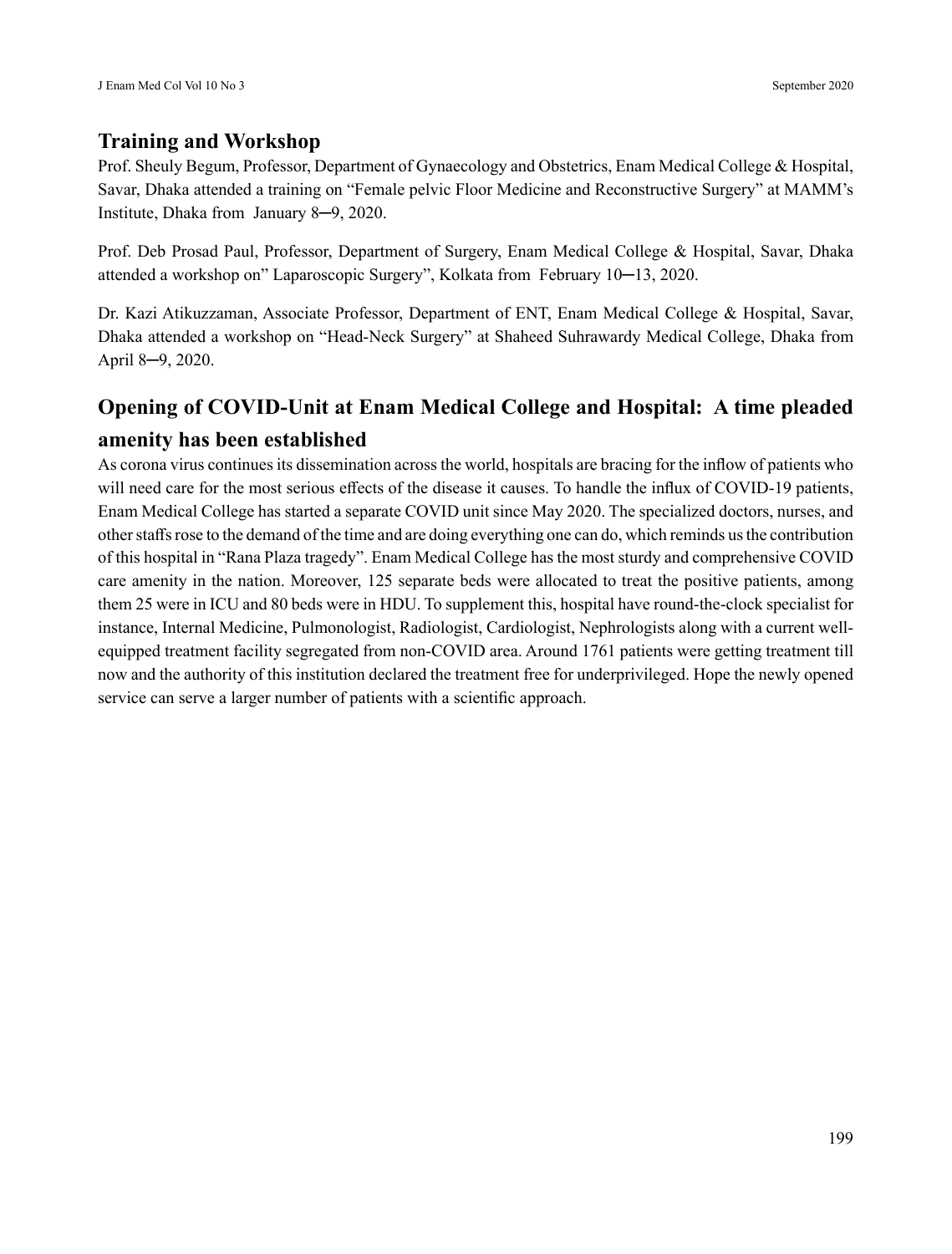## Training and Workshop

Prof. Sheuly Begum, Professor, Department of Gynaecology and Obstetrics, Enam Medical College & Hospital, Savar, Dhaka attended a training on "Female pelvic Floor Medicine and Reconstructive Surgery" at MAMM's Institute, Dhaka from January 8─9, 2020.

Prof. Deb Prosad Paul, Professor, Department of Surgery, Enam Medical College & Hospital, Savar, Dhaka attended a workshop on" Laparoscopic Surgery", Kolkata from February 10─13, 2020.

Dr. Kazi Atikuzzaman, Associate Professor, Department of ENT, Enam Medical College & Hospital, Savar, Dhaka attended a workshop on "Head-Neck Surgery" at Shaheed Suhrawardy Medical College, Dhaka from April 8─9, 2020.

## Opening of COVID-Unit at Enam Medical College and Hospital: A time pleaded amenity has been established

As corona virus continues its dissemination across the world, hospitals are bracing for the inflow of patients who will need care for the most serious effects of the disease it causes. To handle the influx of COVID-19 patients, Enam Medical College has started a separate COVID unit since May 2020. The specialized doctors, nurses, and other staffs rose to the demand of the time and are doing everything one can do, which reminds us the contribution of this hospital in "Rana Plaza tragedy". Enam Medical College has the most sturdy and comprehensive COVID care amenity in the nation. Moreover, 125 separate beds were allocated to treat the positive patients, among them 25 were in ICU and 80 beds were in HDU. To supplement this, hospital have round-the-clock specialist for instance, Internal Medicine, Pulmonologist, Radiologist, Cardiologist, Nephrologists along with a current well-equipped treatment facility segregated from non-COVID area. Around 1761 patients were getting treatment till now and the authority of this institution declared the treatment free for underprivileged. Hope the newly opened service can serve a larger number of patients with a scientific approach.